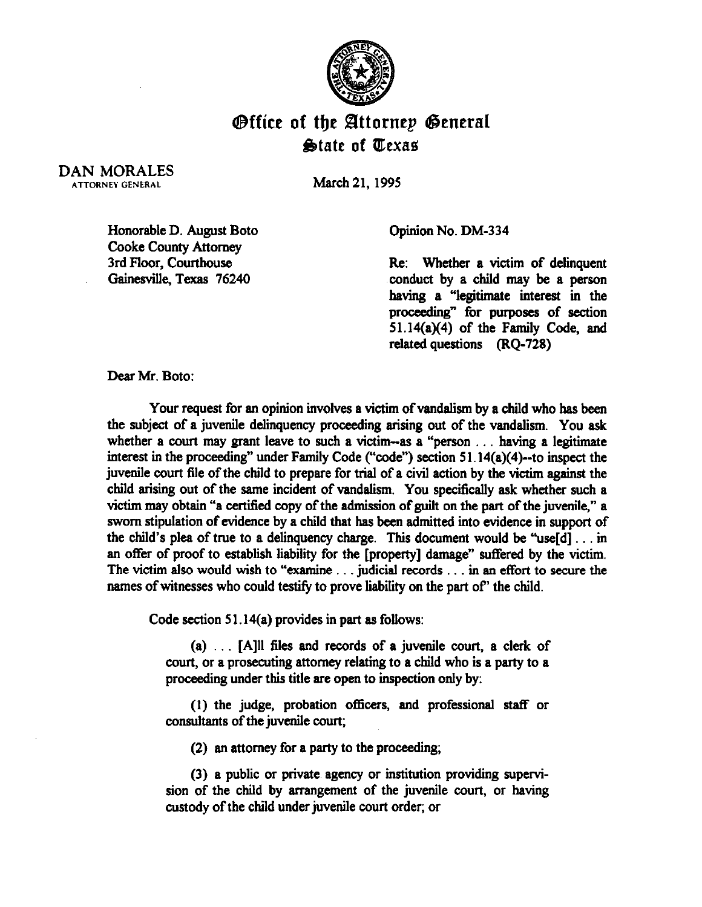# Office of the Attorney General
## State of Texas

DAN MORALES
ATTORNEY GENERAL

March 21, 1995

Honorable D. August Boto
Cooke County Attorney
3rd Floor, Courthouse
Gainesville, Texas 76240

Opinion No. DM-334

Re: Whether a victim of delinquent conduct by a child may be a person having a "legitimate interest in the proceeding" for purposes of section 51.14(a)(4) of the Family Code, and related questions (RQ-728)

Dear Mr. Boto:

Your request for an opinion involves a victim of vandalism by a child who has been the subject of a juvenile delinquency proceeding arising out of the vandalism. You ask whether a court may grant leave to such a victim--as a "person . . . having a legitimate interest in the proceeding" under Family Code ("code") section 51.14(a)(4)--to inspect the juvenile court file of the child to prepare for trial of a civil action by the victim against the child arising out of the same incident of vandalism. You specifically ask whether such a victim may obtain "a certified copy of the admission of guilt on the part of the juvenile," a sworn stipulation of evidence by a child that has been admitted into evidence in support of the child's plea of true to a delinquency charge. This document would be "use[d] . . . in an offer of proof to establish liability for the [property] damage" suffered by the victim. The victim also would wish to "examine . . . judicial records . . . in an effort to secure the names of witnesses who could testify to prove liability on the part of" the child.

Code section 51.14(a) provides in part as follows:

(a) . . . [A]ll files and records of a juvenile court, a clerk of court, or a prosecuting attorney relating to a child who is a party to a proceeding under this title are open to inspection only by:

(1) the judge, probation officers, and professional staff or consultants of the juvenile court;

(2) an attorney for a party to the proceeding;

(3) a public or private agency or institution providing supervision of the child by arrangement of the juvenile court, or having custody of the child under juvenile court order; or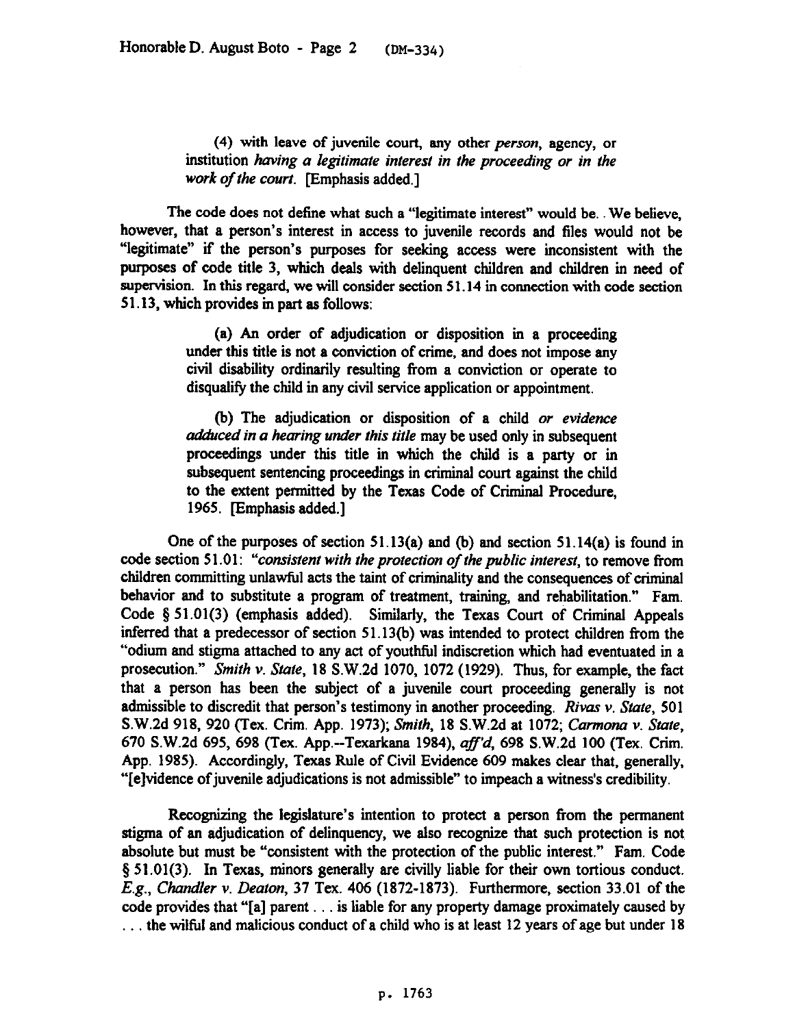(4) with leave of juvenile court, any other *person*, agency, or institution *having a legitimate interest in the proceeding or in the work of the court*. [Emphasis added.]

The code does not define what such a "legitimate interest" would be. We believe, however, that a person's interest in access to juvenile records and files would not be "legitimate" if the person's purposes for seeking access were inconsistent with the purposes of code title 3, which deals with delinquent children and children in need of supervision. In this regard, we will consider section 51.14 in connection with code section 51.13, which provides in part as follows:

> (a) An order of adjudication or disposition in a proceeding under this title is not a conviction of crime, and does not impose any civil disability ordinarily resulting from a conviction or operate to disqualify the child in any civil service application or appointment.
>
> (b) The adjudication or disposition of a child *or evidence adduced in a hearing under this title* may be used only in subsequent proceedings under this title in which the child is a party or in subsequent sentencing proceedings in criminal court against the child to the extent permitted by the Texas Code of Criminal Procedure, 1965. [Emphasis added.]

One of the purposes of section 51.13(a) and (b) and section 51.14(a) is found in code section 51.01: *"consistent with the protection of the public interest*, to remove from children committing unlawful acts the taint of criminality and the consequences of criminal behavior and to substitute a program of treatment, training, and rehabilitation." Fam. Code § 51.01(3) (emphasis added). Similarly, the Texas Court of Criminal Appeals inferred that a predecessor of section 51.13(b) was intended to protect children from the "odium and stigma attached to any act of youthful indiscretion which had eventuated in a prosecution." *Smith v. State*, 18 S.W.2d 1070, 1072 (1929). Thus, for example, the fact that a person has been the subject of a juvenile court proceeding generally is not admissible to discredit that person's testimony in another proceeding. *Rivas v. State*, 501 S.W.2d 918, 920 (Tex. Crim. App. 1973); *Smith*, 18 S.W.2d at 1072; *Carmona v. State*, 670 S.W.2d 695, 698 (Tex. App.--Texarkana 1984), *aff'd*, 698 S.W.2d 100 (Tex. Crim. App. 1985). Accordingly, Texas Rule of Civil Evidence 609 makes clear that, generally, "[e]vidence of juvenile adjudications is not admissible" to impeach a witness's credibility.

Recognizing the legislature's intention to protect a person from the permanent stigma of an adjudication of delinquency, we also recognize that such protection is not absolute but must be "consistent with the protection of the public interest." Fam. Code § 51.01(3). In Texas, minors generally are civilly liable for their own tortious conduct. *E.g.*, *Chandler v. Deaton*, 37 Tex. 406 (1872-1873). Furthermore, section 33.01 of the code provides that "[a] parent . . . is liable for any property damage proximately caused by . . . the wilful and malicious conduct of a child who is at least 12 years of age but under 18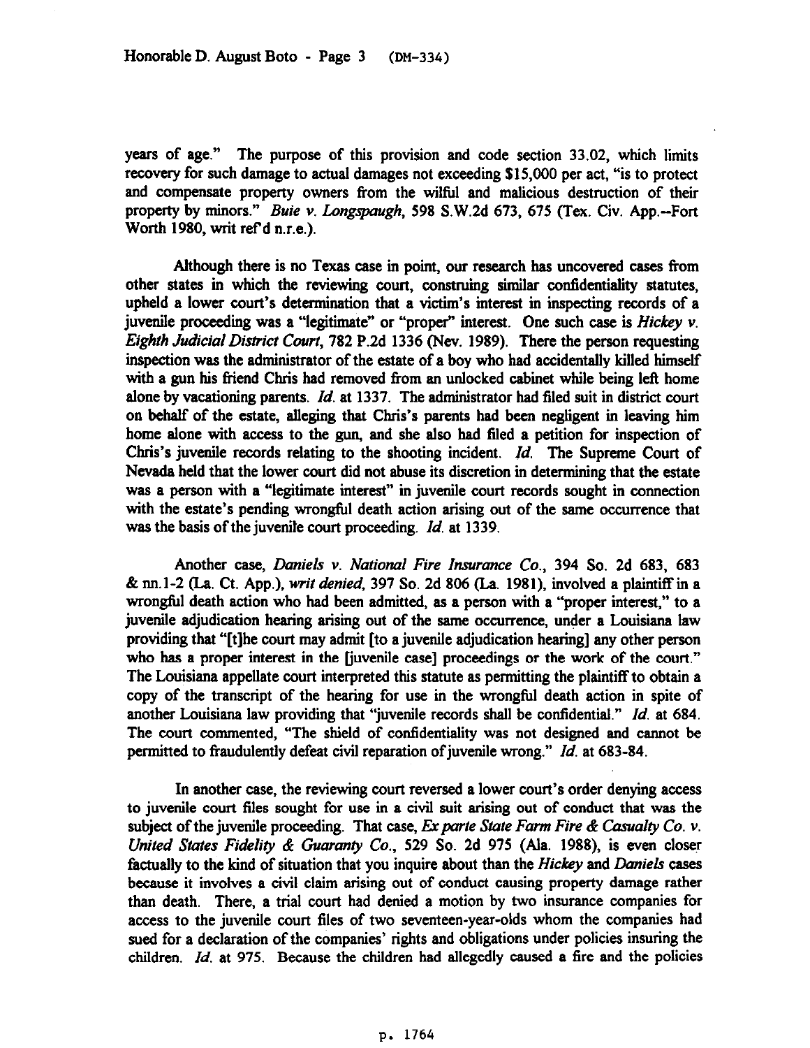years of age." The purpose of this provision and code section 33.02, which limits recovery for such damage to actual damages not exceeding $15,000 per act, "is to protect and compensate property owners from the wilful and malicious destruction of their property by minors." *Buie v. Longspaugh*, 598 S.W.2d 673, 675 (Tex. Civ. App.--Fort Worth 1980, writ ref'd n.r.e.).

Although there is no Texas case in point, our research has uncovered cases from other states in which the reviewing court, construing similar confidentiality statutes, upheld a lower court's determination that a victim's interest in inspecting records of a juvenile proceeding was a "legitimate" or "proper" interest. One such case is *Hickey v. Eighth Judicial District Court*, 782 P.2d 1336 (Nev. 1989). There the person requesting inspection was the administrator of the estate of a boy who had accidentally killed himself with a gun his friend Chris had removed from an unlocked cabinet while being left home alone by vacationing parents. *Id.* at 1337. The administrator had filed suit in district court on behalf of the estate, alleging that Chris's parents had been negligent in leaving him home alone with access to the gun, and she also had filed a petition for inspection of Chris's juvenile records relating to the shooting incident. *Id.* The Supreme Court of Nevada held that the lower court did not abuse its discretion in determining that the estate was a person with a "legitimate interest" in juvenile court records sought in connection with the estate's pending wrongful death action arising out of the same occurrence that was the basis of the juvenile court proceeding. *Id.* at 1339.

Another case, *Daniels v. National Fire Insurance Co.*, 394 So. 2d 683, 683 & nn.1-2 (La. Ct. App.), *writ denied*, 397 So. 2d 806 (La. 1981), involved a plaintiff in a wrongful death action who had been admitted, as a person with a "proper interest," to a juvenile adjudication hearing arising out of the same occurrence, under a Louisiana law providing that "[t]he court may admit [to a juvenile adjudication hearing] any other person who has a proper interest in the [juvenile case] proceedings or the work of the court." The Louisiana appellate court interpreted this statute as permitting the plaintiff to obtain a copy of the transcript of the hearing for use in the wrongful death action in spite of another Louisiana law providing that "juvenile records shall be confidential." *Id.* at 684. The court commented, "The shield of confidentiality was not designed and cannot be permitted to fraudulently defeat civil reparation of juvenile wrong." *Id.* at 683-84.

In another case, the reviewing court reversed a lower court's order denying access to juvenile court files sought for use in a civil suit arising out of conduct that was the subject of the juvenile proceeding. That case, *Ex parte State Farm Fire & Casualty Co. v. United States Fidelity & Guaranty Co.*, 529 So. 2d 975 (Ala. 1988), is even closer factually to the kind of situation that you inquire about than the *Hickey* and *Daniels* cases because it involves a civil claim arising out of conduct causing property damage rather than death. There, a trial court had denied a motion by two insurance companies for access to the juvenile court files of two seventeen-year-olds whom the companies had sued for a declaration of the companies' rights and obligations under policies insuring the children. *Id.* at 975. Because the children had allegedly caused a fire and the policies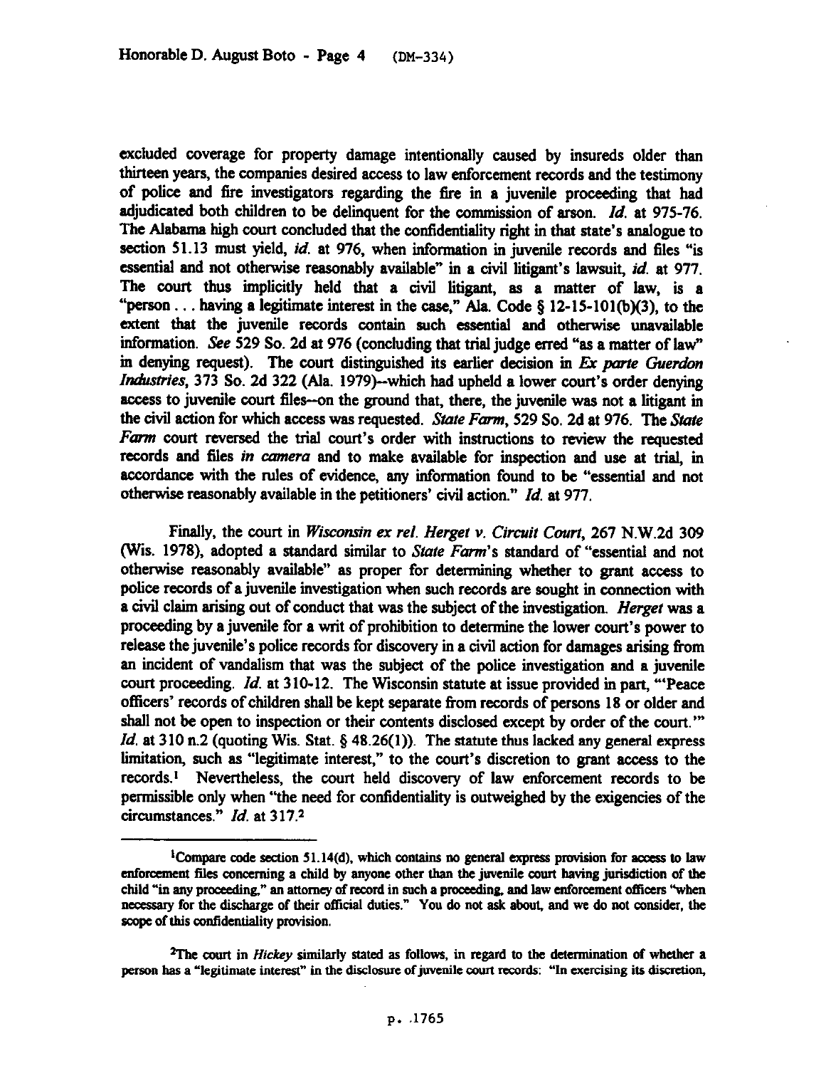excluded coverage for property damage intentionally caused by insureds older than thirteen years, the companies desired access to law enforcement records and the testimony of police and fire investigators regarding the fire in a juvenile proceeding that had adjudicated both children to be delinquent for the commission of arson. *Id.* at 975-76. The Alabama high court concluded that the confidentiality right in that state's analogue to section 51.13 must yield, *id.* at 976, when information in juvenile records and files "is essential and not otherwise reasonably available" in a civil litigant's lawsuit, *id.* at 977. The court thus implicitly held that a civil litigant, as a matter of law, is a "person . . . having a legitimate interest in the case," Ala. Code § 12-15-101(b)(3), to the extent that the juvenile records contain such essential and otherwise unavailable information. *See* 529 So. 2d at 976 (concluding that trial judge erred "as a matter of law" in denying request). The court distinguished its earlier decision in *Ex parte Guerdon Industries*, 373 So. 2d 322 (Ala. 1979)--which had upheld a lower court's order denying access to juvenile court files--on the ground that, there, the juvenile was not a litigant in the civil action for which access was requested. *State Farm*, 529 So. 2d at 976. The *State Farm* court reversed the trial court's order with instructions to review the requested records and files *in camera* and to make available for inspection and use at trial, in accordance with the rules of evidence, any information found to be "essential and not otherwise reasonably available in the petitioners' civil action." *Id.* at 977.

Finally, the court in *Wisconsin ex rel. Herget v. Circuit Court*, 267 N.W.2d 309 (Wis. 1978), adopted a standard similar to *State Farm*'s standard of "essential and not otherwise reasonably available" as proper for determining whether to grant access to police records of a juvenile investigation when such records are sought in connection with a civil claim arising out of conduct that was the subject of the investigation. *Herget* was a proceeding by a juvenile for a writ of prohibition to determine the lower court's power to release the juvenile's police records for discovery in a civil action for damages arising from an incident of vandalism that was the subject of the police investigation and a juvenile court proceeding. *Id.* at 310-12. The Wisconsin statute at issue provided in part, "'Peace officers' records of children shall be kept separate from records of persons 18 or older and shall not be open to inspection or their contents disclosed except by order of the court.'" *Id.* at 310 n.2 (quoting Wis. Stat. § 48.26(1)). The statute thus lacked any general express limitation, such as "legitimate interest," to the court's discretion to grant access to the records.[1] Nevertheless, the court held discovery of law enforcement records to be permissible only when "the need for confidentiality is outweighed by the exigencies of the circumstances." *Id.* at 317.[2]

---

[1]Compare code section 51.14(d), which contains no general express provision for access to law enforcement files concerning a child by anyone other than the juvenile court having jurisdiction of the child "in any proceeding," an attorney of record in such a proceeding, and law enforcement officers "when necessary for the discharge of their official duties." You do not ask about, and we do not consider, the scope of this confidentiality provision.

[2]The court in *Hickey* similarly stated as follows, in regard to the determination of whether a person has a "legitimate interest" in the disclosure of juvenile court records: "In exercising its discretion,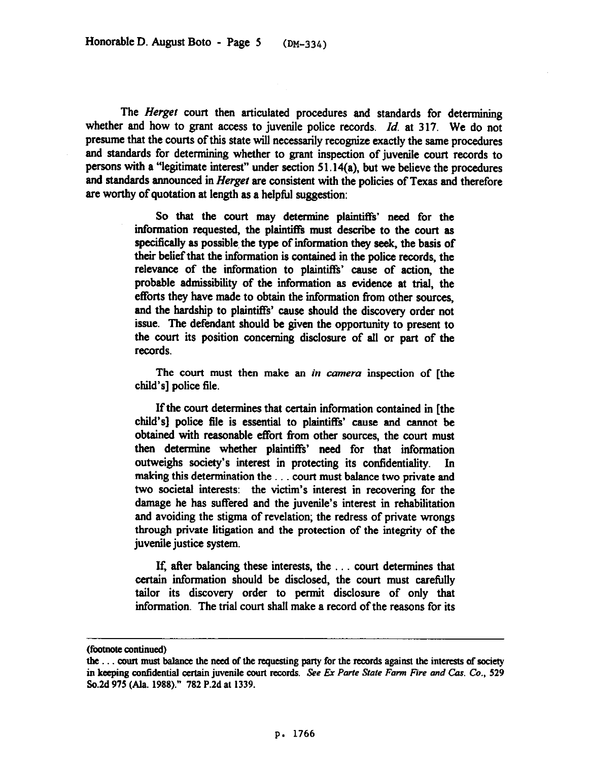The *Herget* court then articulated procedures and standards for determining whether and how to grant access to juvenile police records. *Id.* at 317. We do not presume that the courts of this state will necessarily recognize exactly the same procedures and standards for determining whether to grant inspection of juvenile court records to persons with a "legitimate interest" under section 51.14(a), but we believe the procedures and standards announced in *Herget* are consistent with the policies of Texas and therefore are worthy of quotation at length as a helpful suggestion:

> So that the court may determine plaintiffs' need for the information requested, the plaintiffs must describe to the court as specifically as possible the type of information they seek, the basis of their belief that the information is contained in the police records, the relevance of the information to plaintiffs' cause of action, the probable admissibility of the information as evidence at trial, the efforts they have made to obtain the information from other sources, and the hardship to plaintiffs' cause should the discovery order not issue. The defendant should be given the opportunity to present to the court its position concerning disclosure of all or part of the records.
>
> The court must then make an *in camera* inspection of [the child's] police file.
>
> If the court determines that certain information contained in [the child's] police file is essential to plaintiffs' cause and cannot be obtained with reasonable effort from other sources, the court must then determine whether plaintiffs' need for that information outweighs society's interest in protecting its confidentiality. In making this determination the . . . court must balance two private and two societal interests: the victim's interest in recovering for the damage he has suffered and the juvenile's interest in rehabilitation and avoiding the stigma of revelation; the redress of private wrongs through private litigation and the protection of the integrity of the juvenile justice system.
>
> If, after balancing these interests, the . . . court determines that certain information should be disclosed, the court must carefully tailor its discovery order to permit disclosure of only that information. The trial court shall make a record of the reasons for its

---

(footnote continued)

the . . . court must balance the need of the requesting party for the records against the interests of society in keeping confidential certain juvenile court records. *See Ex Parte State Farm Fire and Cas. Co.*, 529 So.2d 975 (Ala. 1988)." 782 P.2d at 1339.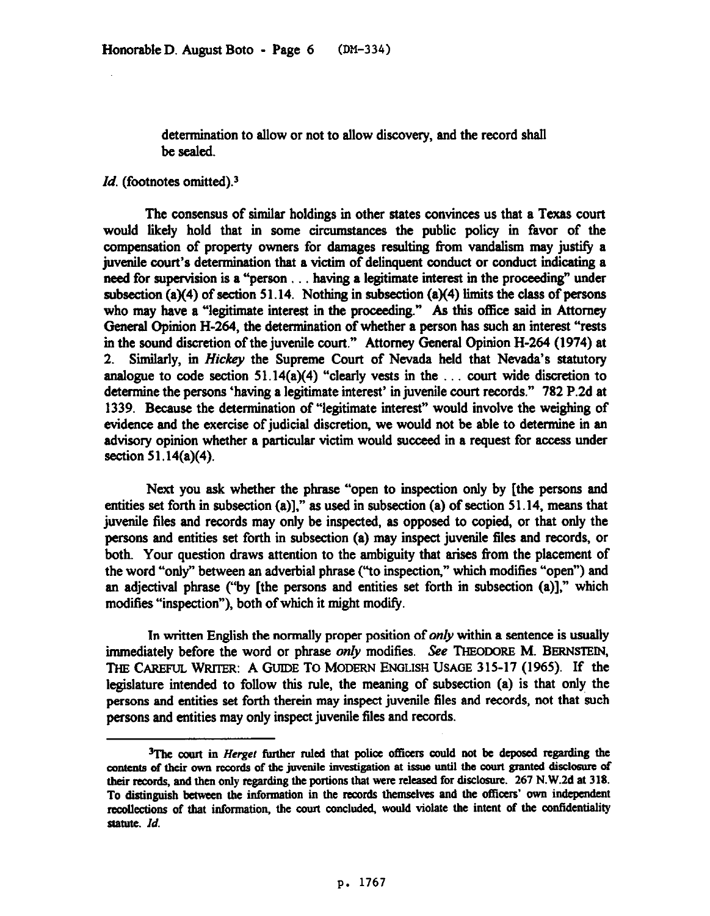> determination to allow or not to allow discovery, and the record shall be sealed.

*Id.* (footnotes omitted).[3]

The consensus of similar holdings in other states convinces us that a Texas court would likely hold that in some circumstances the public policy in favor of the compensation of property owners for damages resulting from vandalism may justify a juvenile court's determination that a victim of delinquent conduct or conduct indicating a need for supervision is a "person . . . having a legitimate interest in the proceeding" under subsection (a)(4) of section 51.14. Nothing in subsection (a)(4) limits the class of persons who may have a "legitimate interest in the proceeding." As this office said in Attorney General Opinion H-264, the determination of whether a person has such an interest "rests in the sound discretion of the juvenile court." Attorney General Opinion H-264 (1974) at 2. Similarly, in *Hickey* the Supreme Court of Nevada held that Nevada's statutory analogue to code section 51.14(a)(4) "clearly vests in the . . . court wide discretion to determine the persons 'having a legitimate interest' in juvenile court records." 782 P.2d at 1339. Because the determination of "legitimate interest" would involve the weighing of evidence and the exercise of judicial discretion, we would not be able to determine in an advisory opinion whether a particular victim would succeed in a request for access under section 51.14(a)(4).

Next you ask whether the phrase "open to inspection only by [the persons and entities set forth in subsection (a)]," as used in subsection (a) of section 51.14, means that juvenile files and records may only be inspected, as opposed to copied, or that only the persons and entities set forth in subsection (a) may inspect juvenile files and records, or both. Your question draws attention to the ambiguity that arises from the placement of the word "only" between an adverbial phrase ("to inspection," which modifies "open") and an adjectival phrase ("by [the persons and entities set forth in subsection (a)]," which modifies "inspection"), both of which it might modify.

In written English the normally proper position of *only* within a sentence is usually immediately before the word or phrase *only* modifies. *See* THEODORE M. BERNSTEIN, THE CAREFUL WRITER: A GUIDE TO MODERN ENGLISH USAGE 315-17 (1965). If the legislature intended to follow this rule, the meaning of subsection (a) is that only the persons and entities set forth therein may inspect juvenile files and records, not that such persons and entities may only inspect juvenile files and records.

---

[3]The court in *Herget* further ruled that police officers could not be deposed regarding the contents of their own records of the juvenile investigation at issue until the court granted disclosure of their records, and then only regarding the portions that were released for disclosure. 267 N.W.2d at 318. To distinguish between the information in the records themselves and the officers' own independent recollections of that information, the court concluded, would violate the intent of the confidentiality statute. *Id.*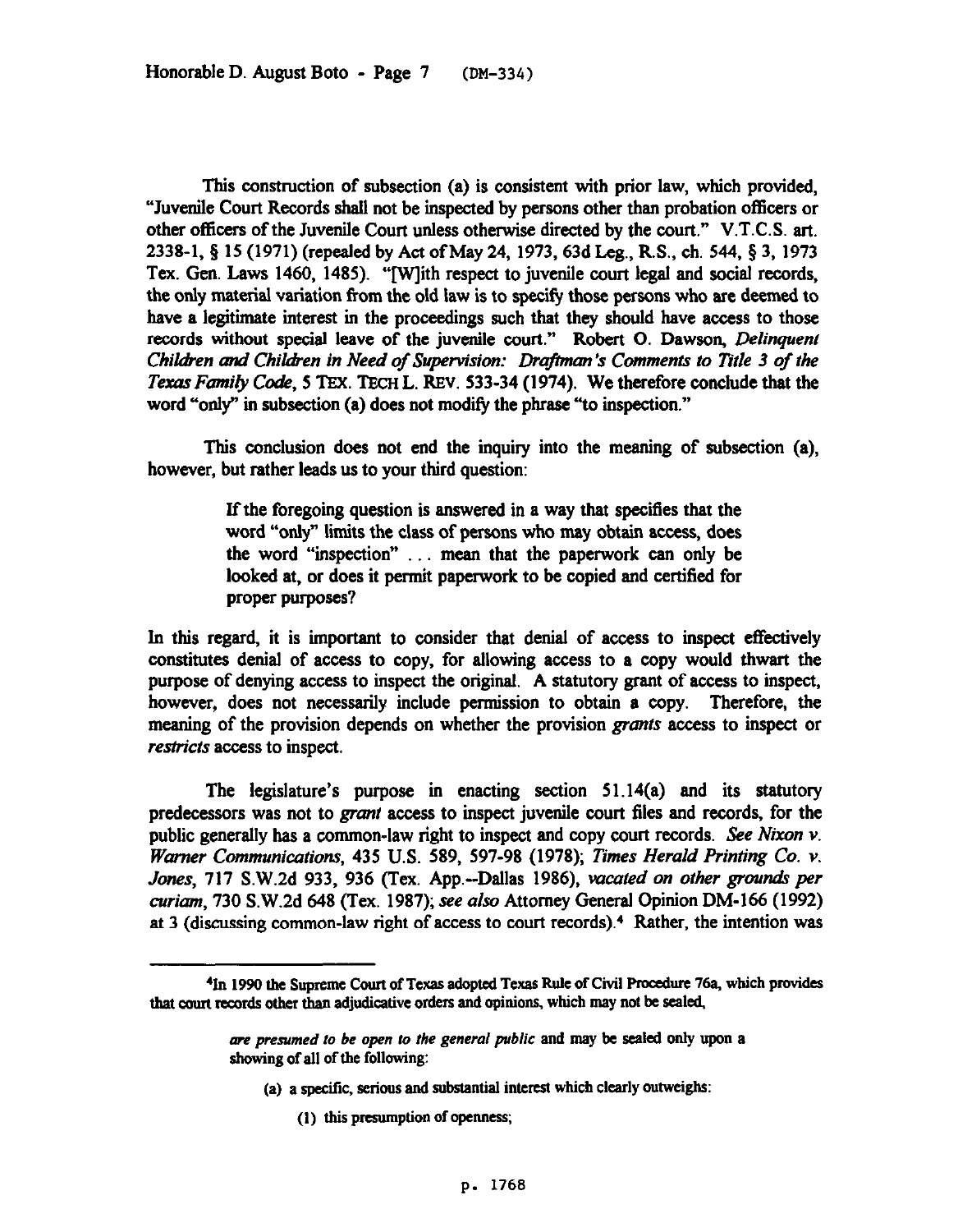This construction of subsection (a) is consistent with prior law, which provided, "Juvenile Court Records shall not be inspected by persons other than probation officers or other officers of the Juvenile Court unless otherwise directed by the court." V.T.C.S. art. 2338-1, § 15 (1971) (repealed by Act of May 24, 1973, 63d Leg., R.S., ch. 544, § 3, 1973 Tex. Gen. Laws 1460, 1485). "[W]ith respect to juvenile court legal and social records, the only material variation from the old law is to specify those persons who are deemed to have a legitimate interest in the proceedings such that they should have access to those records without special leave of the juvenile court." Robert O. Dawson, *Delinquent Children and Children in Need of Supervision: Draftman's Comments to Title 3 of the Texas Family Code*, 5 TEX. TECH L. REV. 533-34 (1974). We therefore conclude that the word "only" in subsection (a) does not modify the phrase "to inspection."

This conclusion does not end the inquiry into the meaning of subsection (a), however, but rather leads us to your third question:

> If the foregoing question is answered in a way that specifies that the word "only" limits the class of persons who may obtain access, does the word "inspection" . . . mean that the paperwork can only be looked at, or does it permit paperwork to be copied and certified for proper purposes?

In this regard, it is important to consider that denial of access to inspect effectively constitutes denial of access to copy, for allowing access to a copy would thwart the purpose of denying access to inspect the original. A statutory grant of access to inspect, however, does not necessarily include permission to obtain a copy. Therefore, the meaning of the provision depends on whether the provision *grants* access to inspect or *restricts* access to inspect.

The legislature's purpose in enacting section 51.14(a) and its statutory predecessors was not to *grant* access to inspect juvenile court files and records, for the public generally has a common-law right to inspect and copy court records. *See Nixon v. Warner Communications*, 435 U.S. 589, 597-98 (1978); *Times Herald Printing Co. v. Jones*, 717 S.W.2d 933, 936 (Tex. App.--Dallas 1986), *vacated on other grounds per curiam*, 730 S.W.2d 648 (Tex. 1987); *see also* Attorney General Opinion DM-166 (1992) at 3 (discussing common-law right of access to court records).[4] Rather, the intention was

---

[4]In 1990 the Supreme Court of Texas adopted Texas Rule of Civil Procedure 76a, which provides that court records other than adjudicative orders and opinions, which may not be sealed,

> *are presumed to be open to the general public* and may be sealed only upon a showing of all of the following:
>
> (a) a specific, serious and substantial interest which clearly outweighs:
>
> (1) this presumption of openness;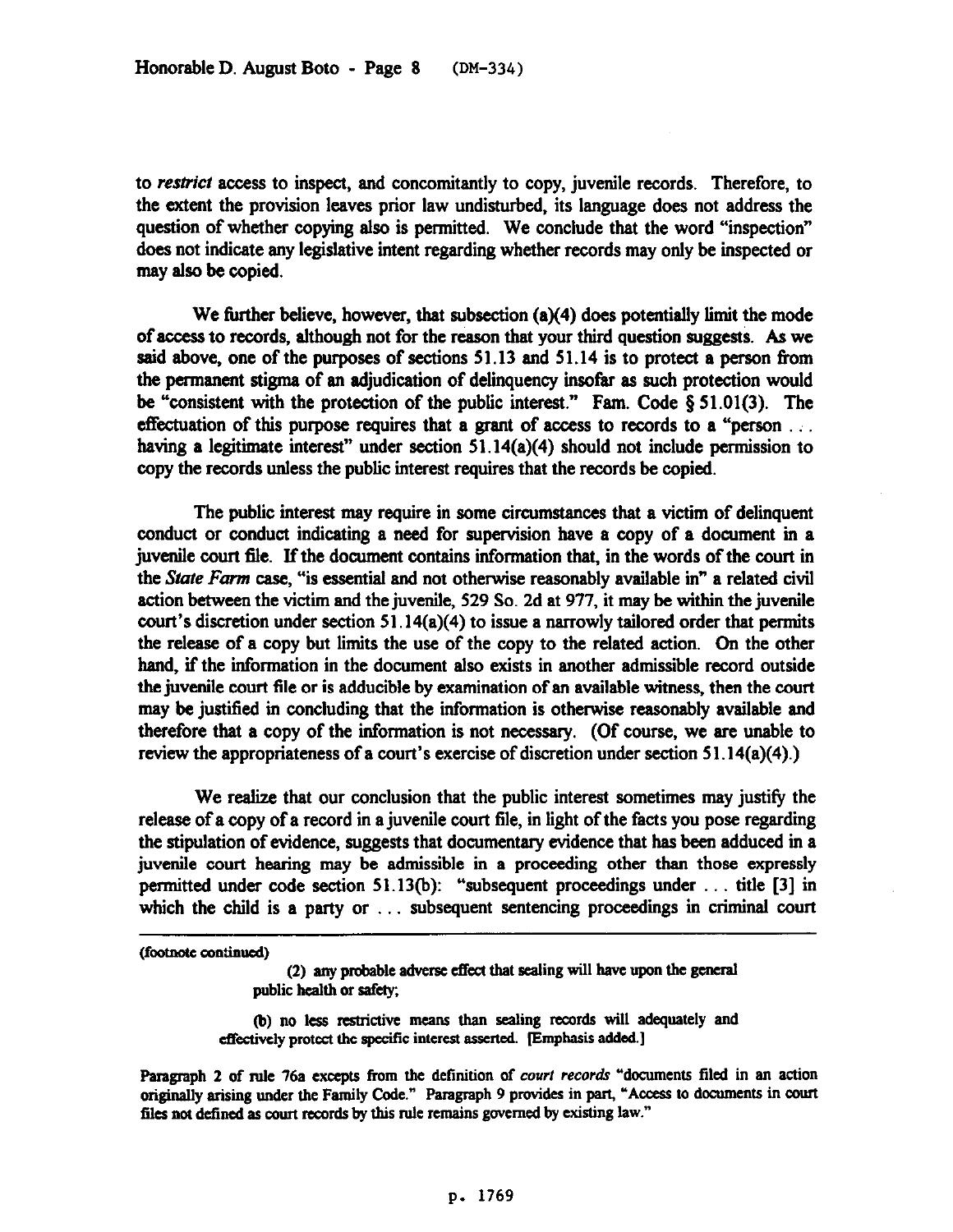to *restrict* access to inspect, and concomitantly to copy, juvenile records. Therefore, to the extent the provision leaves prior law undisturbed, its language does not address the question of whether copying also is permitted. We conclude that the word "inspection" does not indicate any legislative intent regarding whether records may only be inspected or may also be copied.

We further believe, however, that subsection (a)(4) does potentially limit the mode of access to records, although not for the reason that your third question suggests. As we said above, one of the purposes of sections 51.13 and 51.14 is to protect a person from the permanent stigma of an adjudication of delinquency insofar as such protection would be "consistent with the protection of the public interest." Fam. Code § 51.01(3). The effectuation of this purpose requires that a grant of access to records to a "person . . . having a legitimate interest" under section 51.14(a)(4) should not include permission to copy the records unless the public interest requires that the records be copied.

The public interest may require in some circumstances that a victim of delinquent conduct or conduct indicating a need for supervision have a copy of a document in a juvenile court file. If the document contains information that, in the words of the court in the *State Farm* case, "is essential and not otherwise reasonably available in" a related civil action between the victim and the juvenile, 529 So. 2d at 977, it may be within the juvenile court's discretion under section 51.14(a)(4) to issue a narrowly tailored order that permits the release of a copy but limits the use of the copy to the related action. On the other hand, if the information in the document also exists in another admissible record outside the juvenile court file or is adducible by examination of an available witness, then the court may be justified in concluding that the information is otherwise reasonably available and therefore that a copy of the information is not necessary. (Of course, we are unable to review the appropriateness of a court's exercise of discretion under section 51.14(a)(4).)

We realize that our conclusion that the public interest sometimes may justify the release of a copy of a record in a juvenile court file, in light of the facts you pose regarding the stipulation of evidence, suggests that documentary evidence that has been adduced in a juvenile court hearing may be admissible in a proceeding other than those expressly permitted under code section 51.13(b): "subsequent proceedings under . . . title [3] in which the child is a party or . . . subsequent sentencing proceedings in criminal court

---

(footnote continued)

> (2) any probable adverse effect that sealing will have upon the general public health or safety;
>
> (b) no less restrictive means than sealing records will adequately and effectively protect the specific interest asserted. [Emphasis added.]

Paragraph 2 of rule 76a excepts from the definition of *court records* "documents filed in an action originally arising under the Family Code." Paragraph 9 provides in part, "Access to documents in court files not defined as court records by this rule remains governed by existing law."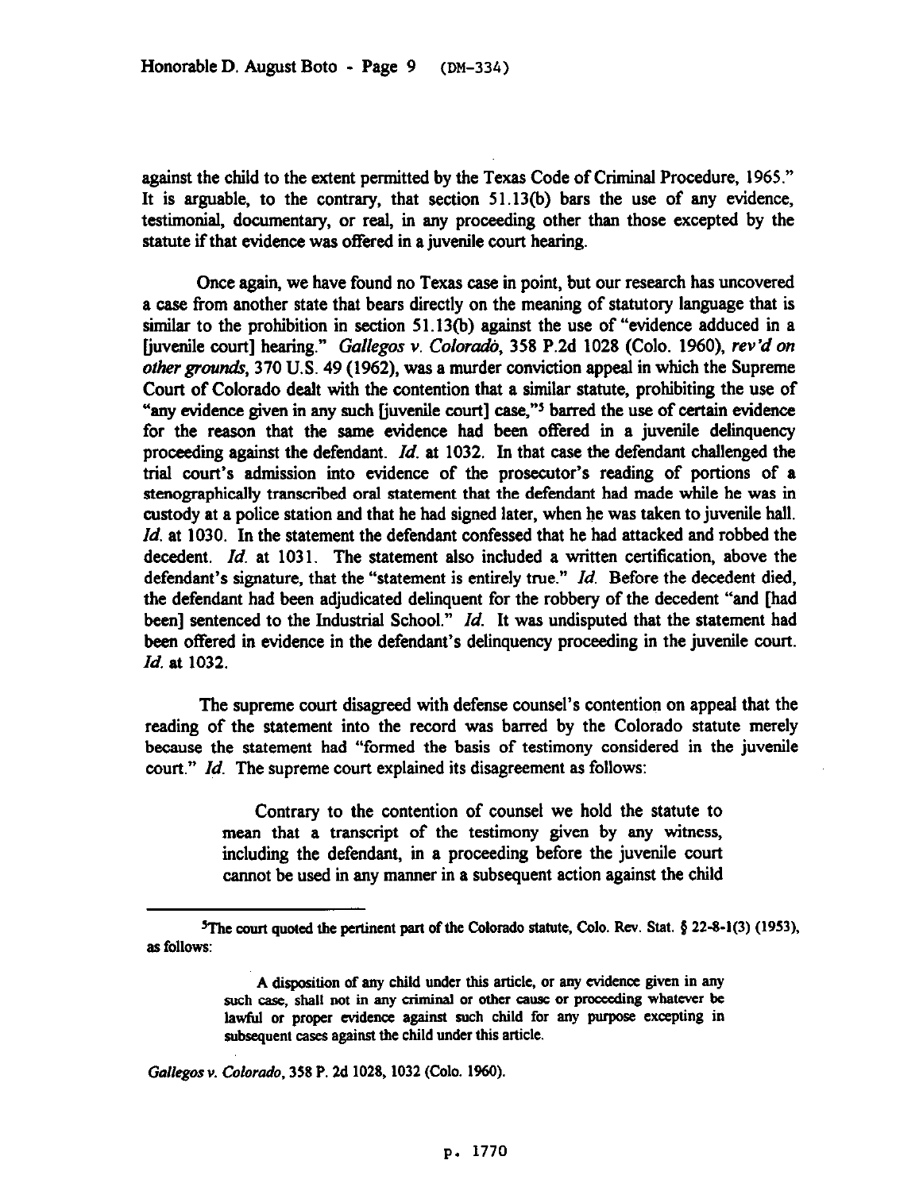against the child to the extent permitted by the Texas Code of Criminal Procedure, 1965." It is arguable, to the contrary, that section 51.13(b) bars the use of any evidence, testimonial, documentary, or real, in any proceeding other than those excepted by the statute if that evidence was offered in a juvenile court hearing.

Once again, we have found no Texas case in point, but our research has uncovered a case from another state that bears directly on the meaning of statutory language that is similar to the prohibition in section 51.13(b) against the use of "evidence adduced in a [juvenile court] hearing." *Gallegos v. Colorado*, 358 P.2d 1028 (Colo. 1960), *rev'd on other grounds*, 370 U.S. 49 (1962), was a murder conviction appeal in which the Supreme Court of Colorado dealt with the contention that a similar statute, prohibiting the use of "any evidence given in any such [juvenile court] case,"[5] barred the use of certain evidence for the reason that the same evidence had been offered in a juvenile delinquency proceeding against the defendant. *Id.* at 1032. In that case the defendant challenged the trial court's admission into evidence of the prosecutor's reading of portions of a stenographically transcribed oral statement that the defendant had made while he was in custody at a police station and that he had signed later, when he was taken to juvenile hall. *Id.* at 1030. In the statement the defendant confessed that he had attacked and robbed the decedent. *Id.* at 1031. The statement also included a written certification, above the defendant's signature, that the "statement is entirely true." *Id.* Before the decedent died, the defendant had been adjudicated delinquent for the robbery of the decedent "and [had been] sentenced to the Industrial School." *Id.* It was undisputed that the statement had been offered in evidence in the defendant's delinquency proceeding in the juvenile court. *Id.* at 1032.

The supreme court disagreed with defense counsel's contention on appeal that the reading of the statement into the record was barred by the Colorado statute merely because the statement had "formed the basis of testimony considered in the juvenile court." *Id.* The supreme court explained its disagreement as follows:

> Contrary to the contention of counsel we hold the statute to mean that a transcript of the testimony given by any witness, including the defendant, in a proceeding before the juvenile court cannot be used in any manner in a subsequent action against the child

---

[5]The court quoted the pertinent part of the Colorado statute, Colo. Rev. Stat. § 22-8-1(3) (1953), as follows:

> A disposition of any child under this article, or any evidence given in any such case, shall not in any criminal or other cause or proceeding whatever be lawful or proper evidence against such child for any purpose excepting in subsequent cases against the child under this article.

*Gallegos v. Colorado*, 358 P. 2d 1028, 1032 (Colo. 1960).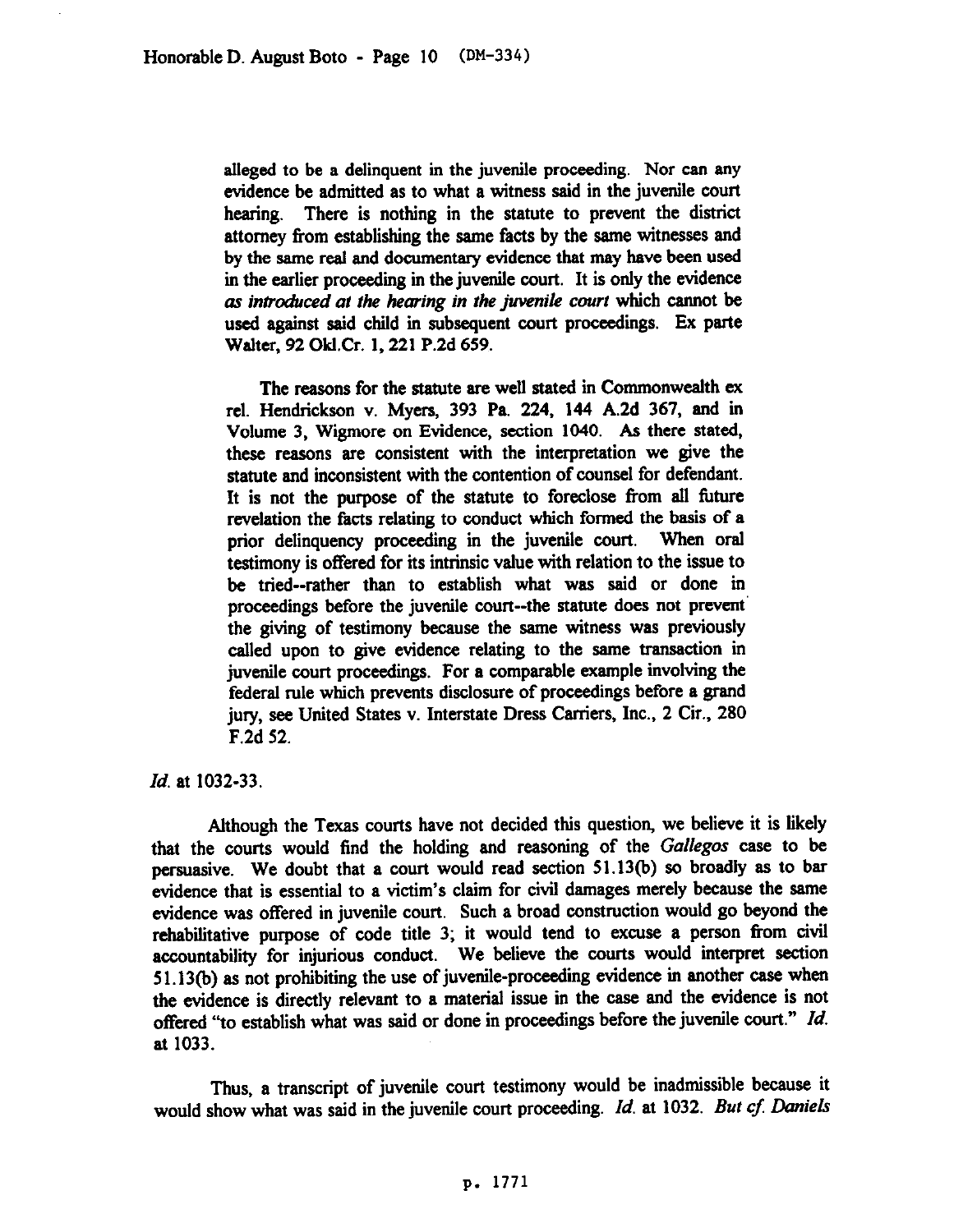> alleged to be a delinquent in the juvenile proceeding. Nor can any evidence be admitted as to what a witness said in the juvenile court hearing. There is nothing in the statute to prevent the district attorney from establishing the same facts by the same witnesses and by the same real and documentary evidence that may have been used in the earlier proceeding in the juvenile court. It is only the evidence *as introduced at the hearing in the juvenile court* which cannot be used against said child in subsequent court proceedings. Ex parte Walter, 92 Okl.Cr. 1, 221 P.2d 659.
>
> The reasons for the statute are well stated in Commonwealth ex rel. Hendrickson v. Myers, 393 Pa. 224, 144 A.2d 367, and in Volume 3, Wigmore on Evidence, section 1040. As there stated, these reasons are consistent with the interpretation we give the statute and inconsistent with the contention of counsel for defendant. It is not the purpose of the statute to foreclose from all future revelation the facts relating to conduct which formed the basis of a prior delinquency proceeding in the juvenile court. When oral testimony is offered for its intrinsic value with relation to the issue to be tried--rather than to establish what was said or done in proceedings before the juvenile court--the statute does not prevent the giving of testimony because the same witness was previously called upon to give evidence relating to the same transaction in juvenile court proceedings. For a comparable example involving the federal rule which prevents disclosure of proceedings before a grand jury, see United States v. Interstate Dress Carriers, Inc., 2 Cir., 280 F.2d 52.

*Id.* at 1032-33.

Although the Texas courts have not decided this question, we believe it is likely that the courts would find the holding and reasoning of the *Gallegos* case to be persuasive. We doubt that a court would read section 51.13(b) so broadly as to bar evidence that is essential to a victim's claim for civil damages merely because the same evidence was offered in juvenile court. Such a broad construction would go beyond the rehabilitative purpose of code title 3; it would tend to excuse a person from civil accountability for injurious conduct. We believe the courts would interpret section 51.13(b) as not prohibiting the use of juvenile-proceeding evidence in another case when the evidence is directly relevant to a material issue in the case and the evidence is not offered "to establish what was said or done in proceedings before the juvenile court." *Id.* at 1033.

Thus, a transcript of juvenile court testimony would be inadmissible because it would show what was said in the juvenile court proceeding. *Id.* at 1032. *But cf. Daniels*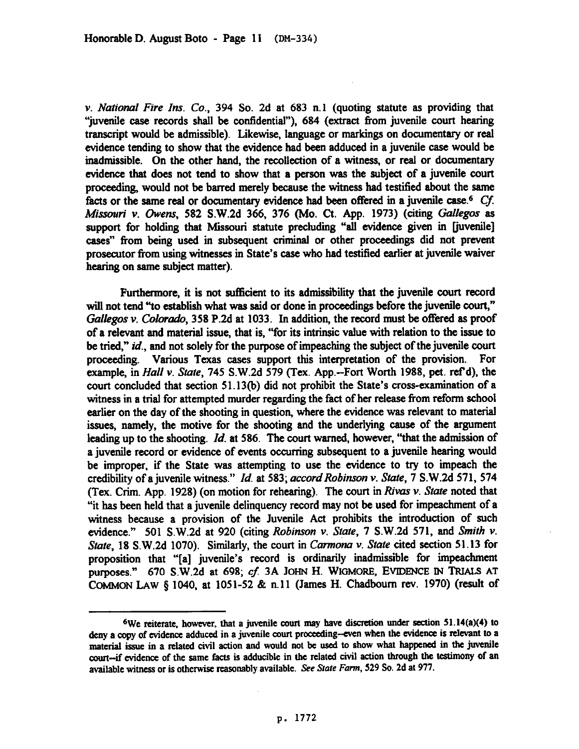*v. National Fire Ins. Co.*, 394 So. 2d at 683 n.1 (quoting statute as providing that "juvenile case records shall be confidential"), 684 (extract from juvenile court hearing transcript would be admissible). Likewise, language or markings on documentary or real evidence tending to show that the evidence had been adduced in a juvenile case would be inadmissible. On the other hand, the recollection of a witness, or real or documentary evidence that does not tend to show that a person was the subject of a juvenile court proceeding, would not be barred merely because the witness had testified about the same facts or the same real or documentary evidence had been offered in a juvenile case.[6] *Cf. Missouri v. Owens*, 582 S.W.2d 366, 376 (Mo. Ct. App. 1973) (citing *Gallegos* as support for holding that Missouri statute precluding "all evidence given in [juvenile] cases" from being used in subsequent criminal or other proceedings did not prevent prosecutor from using witnesses in State's case who had testified earlier at juvenile waiver hearing on same subject matter).

Furthermore, it is not sufficient to its admissibility that the juvenile court record will not tend "to establish what was said or done in proceedings before the juvenile court," *Gallegos v. Colorado*, 358 P.2d at 1033. In addition, the record must be offered as proof of a relevant and material issue, that is, "for its intrinsic value with relation to the issue to be tried," *id.*, and not solely for the purpose of impeaching the subject of the juvenile court proceeding. Various Texas cases support this interpretation of the provision. For example, in *Hall v. State*, 745 S.W.2d 579 (Tex. App.--Fort Worth 1988, pet. ref'd), the court concluded that section 51.13(b) did not prohibit the State's cross-examination of a witness in a trial for attempted murder regarding the fact of her release from reform school earlier on the day of the shooting in question, where the evidence was relevant to material issues, namely, the motive for the shooting and the underlying cause of the argument leading up to the shooting. *Id.* at 586. The court warned, however, "that the admission of a juvenile record or evidence of events occurring subsequent to a juvenile hearing would be improper, if the State was attempting to use the evidence to try to impeach the credibility of a juvenile witness." *Id.* at 583; *accord Robinson v. State*, 7 S.W.2d 571, 574 (Tex. Crim. App. 1928) (on motion for rehearing). The court in *Rivas v. State* noted that "it has been held that a juvenile delinquency record may not be used for impeachment of a witness because a provision of the Juvenile Act prohibits the introduction of such evidence." 501 S.W.2d at 920 (citing *Robinson v. State*, 7 S.W.2d 571, and *Smith v. State*, 18 S.W.2d 1070). Similarly, the court in *Carmona v. State* cited section 51.13 for proposition that "[a] juvenile's record is ordinarily inadmissible for impeachment purposes." 670 S.W.2d at 698; *cf.* 3A JOHN H. WIGMORE, EVIDENCE IN TRIALS AT COMMON LAW § 1040, at 1051-52 & n.11 (James H. Chadbourn rev. 1970) (result of

---

[6] We reiterate, however, that a juvenile court may have discretion under section 51.14(a)(4) to deny a copy of evidence adduced in a juvenile court proceeding--even when the evidence is relevant to a material issue in a related civil action and would not be used to show what happened in the juvenile court--if evidence of the same facts is adducible in the related civil action through the testimony of an available witness or is otherwise reasonably available. *See State Farm*, 529 So. 2d at 977.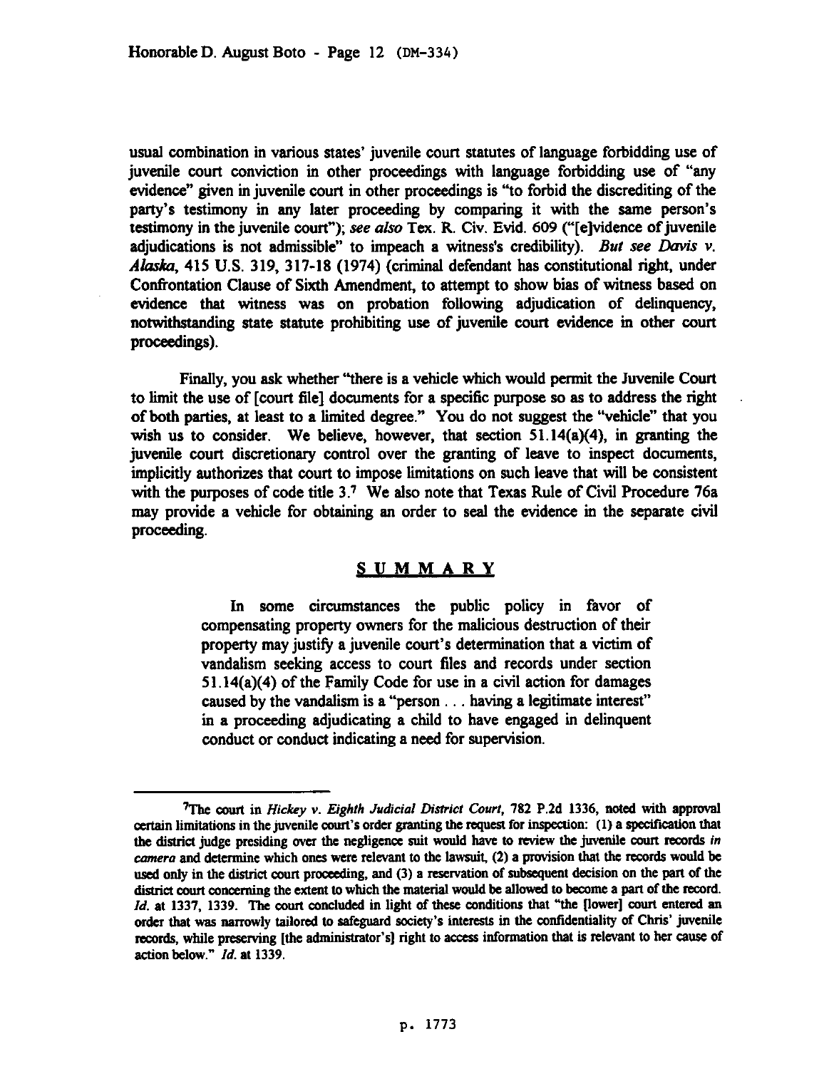usual combination in various states' juvenile court statutes of language forbidding use of juvenile court conviction in other proceedings with language forbidding use of "any evidence" given in juvenile court in other proceedings is "to forbid the discrediting of the party's testimony in any later proceeding by comparing it with the same person's testimony in the juvenile court"); *see also* Tex. R. Civ. Evid. 609 ("[e]vidence of juvenile adjudications is not admissible" to impeach a witness's credibility). *But see Davis v. Alaska*, 415 U.S. 319, 317-18 (1974) (criminal defendant has constitutional right, under Confrontation Clause of Sixth Amendment, to attempt to show bias of witness based on evidence that witness was on probation following adjudication of delinquency, notwithstanding state statute prohibiting use of juvenile court evidence in other court proceedings).

Finally, you ask whether "there is a vehicle which would permit the Juvenile Court to limit the use of [court file] documents for a specific purpose so as to address the right of both parties, at least to a limited degree." You do not suggest the "vehicle" that you wish us to consider. We believe, however, that section 51.14(a)(4), in granting the juvenile court discretionary control over the granting of leave to inspect documents, implicitly authorizes that court to impose limitations on such leave that will be consistent with the purposes of code title 3.[7] We also note that Texas Rule of Civil Procedure 76a may provide a vehicle for obtaining an order to seal the evidence in the separate civil proceeding.

## SUMMARY

> In some circumstances the public policy in favor of compensating property owners for the malicious destruction of their property may justify a juvenile court's determination that a victim of vandalism seeking access to court files and records under section 51.14(a)(4) of the Family Code for use in a civil action for damages caused by the vandalism is a "person . . . having a legitimate interest" in a proceeding adjudicating a child to have engaged in delinquent conduct or conduct indicating a need for supervision.

---

[7]The court in *Hickey v. Eighth Judicial District Court*, 782 P.2d 1336, noted with approval certain limitations in the juvenile court's order granting the request for inspection: (1) a specification that the district judge presiding over the negligence suit would have to review the juvenile court records *in camera* and determine which ones were relevant to the lawsuit, (2) a provision that the records would be used only in the district court proceeding, and (3) a reservation of subsequent decision on the part of the district court concerning the extent to which the material would be allowed to become a part of the record. *Id.* at 1337, 1339. The court concluded in light of these conditions that "the [lower] court entered an order that was narrowly tailored to safeguard society's interests in the confidentiality of Chris' juvenile records, while preserving [the administrator's] right to access information that is relevant to her cause of action below." *Id.* at 1339.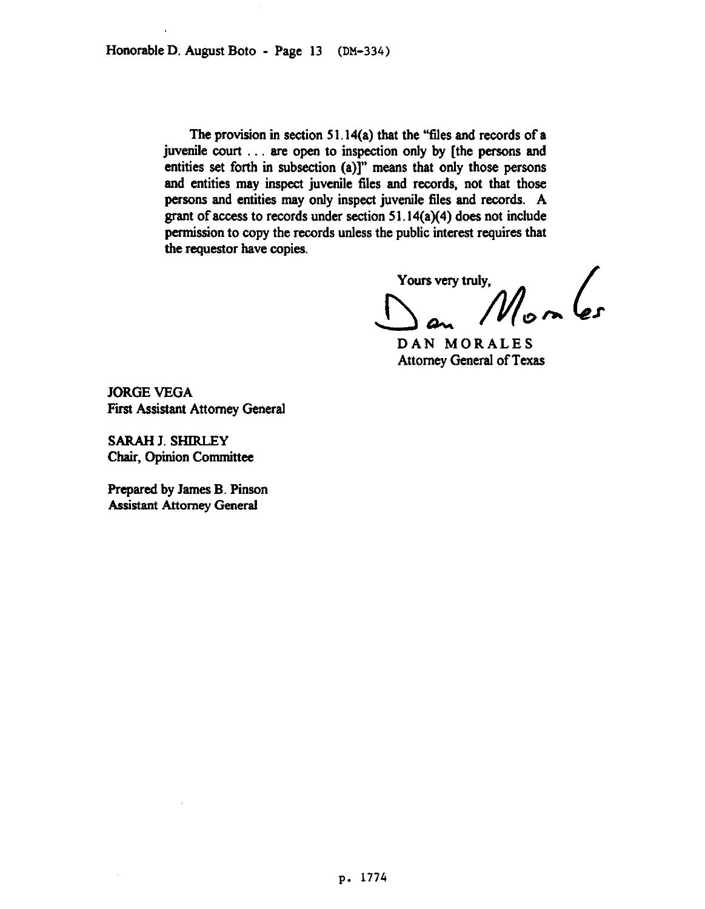The provision in section 51.14(a) that the "files and records of a juvenile court . . . are open to inspection only by [the persons and entities set forth in subsection (a)]" means that only those persons and entities may inspect juvenile files and records, not that those persons and entities may only inspect juvenile files and records. A grant of access to records under section 51.14(a)(4) does not include permission to copy the records unless the public interest requires that the requestor have copies.

Yours very truly,

DAN MORALES
Attorney General of Texas

JORGE VEGA
First Assistant Attorney General

SARAH J. SHIRLEY
Chair, Opinion Committee

Prepared by James B. Pinson
Assistant Attorney General